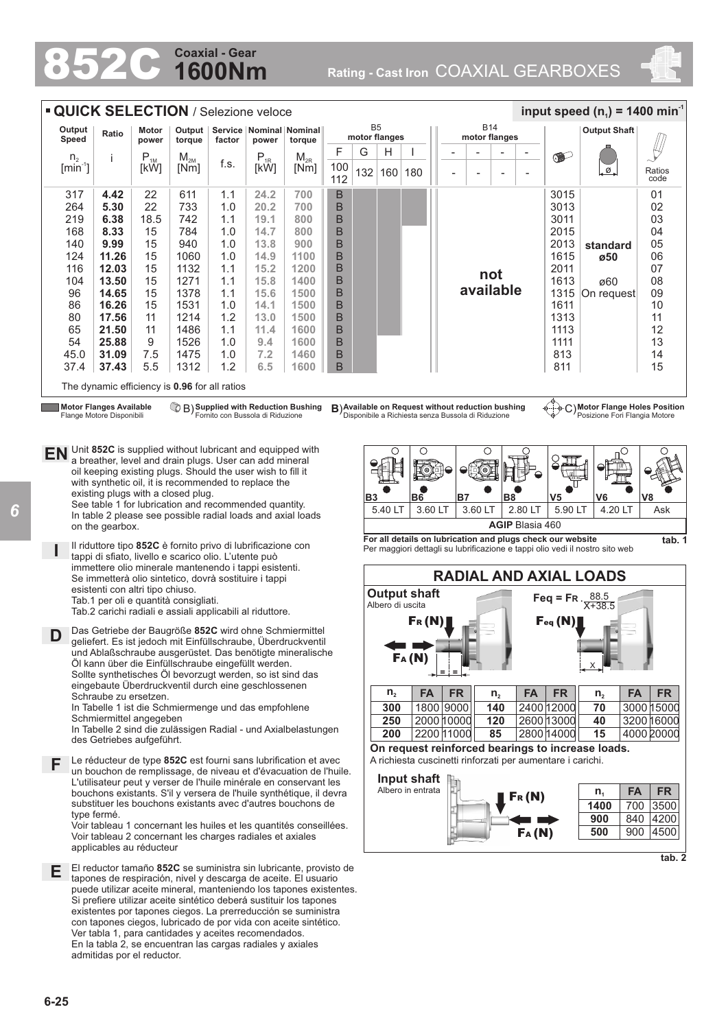# 852C Coaxial - Gear 1600Nm

Rating - Cast Iron COAXIAL GEARBOXES

## QUICK SELECTION / Selezione veloce

input speed ($n_1$) = 1400 min$^{-1}$

| Output Speed $n_2$ [min$^{-1}$] | Ratio i | Motor power $P_{1M}$ [kW] | Output torque $M_{2M}$ [Nm] | Service factor f.s. | Nominal power $P_{1R}$ [kW] | Nominal torque $M_{2R}$ [Nm] | B5 motor flanges F 100 112 | G 132 | H 160 | I 180 | B14 motor flanges | | Output Shaft | Ratios code |
|---|---|---|---|---|---|---|---|---|---|---|---|---|---|---|
| 317 | **4.42** | 22 | 611 | 1.1 | 24.2 | 700 | B | | | | not available | 3015 | standard ø50 | 01 |
| 264 | **5.30** | 22 | 733 | 1.0 | 20.2 | 700 | B | | | | | 3013 | | 02 |
| 219 | **6.38** | 18.5 | 742 | 1.1 | 19.1 | 800 | B | | | | | 3011 | | 03 |
| 168 | **8.33** | 15 | 784 | 1.0 | 14.7 | 800 | B | | | | | 2015 | | 04 |
| 140 | **9.99** | 15 | 940 | 1.0 | 13.8 | 900 | B | | | | | 2013 | | 05 |
| 124 | **11.26** | 15 | 1060 | 1.0 | 14.9 | 1100 | B | | | | | 1615 | | 06 |
| 116 | **12.03** | 15 | 1132 | 1.1 | 15.2 | 1200 | B | | | | | 2011 | | 07 |
| 104 | **13.50** | 15 | 1271 | 1.1 | 15.8 | 1400 | B | | | | | 1613 | ø60 On request | 08 |
| 96 | **14.65** | 15 | 1378 | 1.1 | 15.6 | 1500 | B | | | | | 1315 | | 09 |
| 86 | **16.26** | 15 | 1531 | 1.0 | 14.1 | 1500 | B | | | | | 1611 | | 10 |
| 80 | **17.56** | 11 | 1214 | 1.2 | 13.0 | 1500 | B | | | | | 1313 | | 11 |
| 65 | **21.50** | 11 | 1486 | 1.1 | 11.4 | 1600 | B | | | | | 1113 | | 12 |
| 54 | **25.88** | 9 | 1526 | 1.0 | 9.4 | 1600 | B | | | | | 1111 | | 13 |
| 45.0 | **31.09** | 7.5 | 1475 | 1.0 | 7.2 | 1460 | B | | | | | 813 | | 14 |
| 37.4 | **37.43** | 5.5 | 1312 | 1.2 | 6.5 | 1600 | B | | | | | 811 | | 15 |

The dynamic efficiency is **0.96** for all ratios

**Motor Flanges Available** / Flange Motore Disponibili — B) **Supplied with Reduction Bushing** / Fornito con Bussola di Riduzione — B) **Available on Request without reduction bushing** / Disponibile a Richiesta senza Bussola di Riduzione — C) **Motor Flange Holes Position** / Posizione Fori Flangia Motore

**EN** Unit **852C** is supplied without lubricant and equipped with a breather, level and drain plugs. User can add mineral oil keeping existing plugs. Should the user wish to fill it with synthetic oil, it is recommended to replace the existing plugs with a closed plug.
See table 1 for lubrication and recommended quantity.
In table 2 please see possible radial loads and axial loads on the gearbox.

**I** Il riduttore tipo **852C** è fornito privo di lubrificazione con tappi di sfiato, livello e scarico olio. L'utente può immettere olio minerale mantenendo i tappi esistenti. Se immetterà olio sintetico, dovrà sostituire i tappi esistenti con altri tipo chiuso.
Tab.1 per oli e quantità consigliati.
Tab.2 carichi radiali e assiali applicabili al riduttore.

**D** Das Getriebe der Baugröße **852C** wird ohne Schmiermittel geliefert. Es ist jedoch mit Einfüllschraube, Überdruckventil und Ablaßschraube ausgerüstet. Das benötigte mineralische Öl kann über die Einfüllschraube eingefüllt werden. Sollte synthetisches Öl bevorzugt werden, so ist sind das eingebaute Überdruckventil durch eine geschlossenen Schraube zu ersetzen.
In Tabelle 1 ist die Schmiermenge und das empfohlene Schmiermittel angegeben
In Tabelle 2 sind die zulässigen Radial - und Axialbelastungen des Getriebes aufgeführt.

**F** Le réducteur de type **852C** est fourni sans lubrification et avec un bouchon de remplissage, de niveau et d'évacuation de l'huile. L'utilisateur peut y verser de l'huile minérale en conservant les bouchons existants. S'il y versera de l'huile synthétique, il devra substituer les bouchons existants avec d'autres bouchons de type fermé.
Voir tableau 1 concernant les huiles et les quantités conseillées.
Voir tableau 2 concernant les charges radiales et axiales applicables au réducteur

**E** El reductor tamaño **852C** se suministra sin lubricante, provisto de tapones de respiración, nivel y descarga de aceite. El usuario puede utilizar aceite mineral, manteniendo los tapones existentes. Si prefiere utilizar aceite sintético deberá sustituir los tapones existentes por tapones ciegos. La prerreducción se suministra con tapones ciegos, lubricado de por vida con aceite sintético. Ver tabla 1, para cantidades y aceites recomendados.
En la tabla 2, se encuentran las cargas radiales y axiales admitidas por el reductor.

| B3 | B6 | B7 | B8 | V5 | V6 | V8 |
|---|---|---|---|---|---|---|
| 5.40 LT | 3.60 LT | 3.60 LT | 2.80 LT | 5.90 LT | 4.20 LT | Ask |
| **AGIP** Blasia 460 | | | | | | |

**For all details on lubrication and plugs check our website**
Per maggiori dettagli su lubrificazione e tappi olio vedi il nostro sito web

**tab. 1**

## RADIAL AND AXIAL LOADS

**Output shaft** / Albero di uscita

$$F_{eq} = F_R \cdot \frac{88.5}{X+38.5}$$

| $n_2$ | FA | FR | $n_2$ | FA | FR | $n_2$ | FA | FR |
|---|---|---|---|---|---|---|---|---|
| **300** | 1800 | 9000 | **140** | 2400 | 12000 | **70** | 3000 | 15000 |
| **250** | 2000 | 10000 | **120** | 2600 | 13000 | **40** | 3200 | 16000 |
| **200** | 2200 | 11000 | **85** | 2800 | 14000 | **15** | 4000 | 20000 |

**On request reinforced bearings to increase loads.**
A richiesta cuscinetti rinforzati per aumentare i carichi.

**Input shaft** / Albero in entrata

| $n_1$ | FA | FR |
|---|---|---|
| **1400** | 700 | 3500 |
| **900** | 840 | 4200 |
| **500** | 900 | 4500 |

**tab. 2**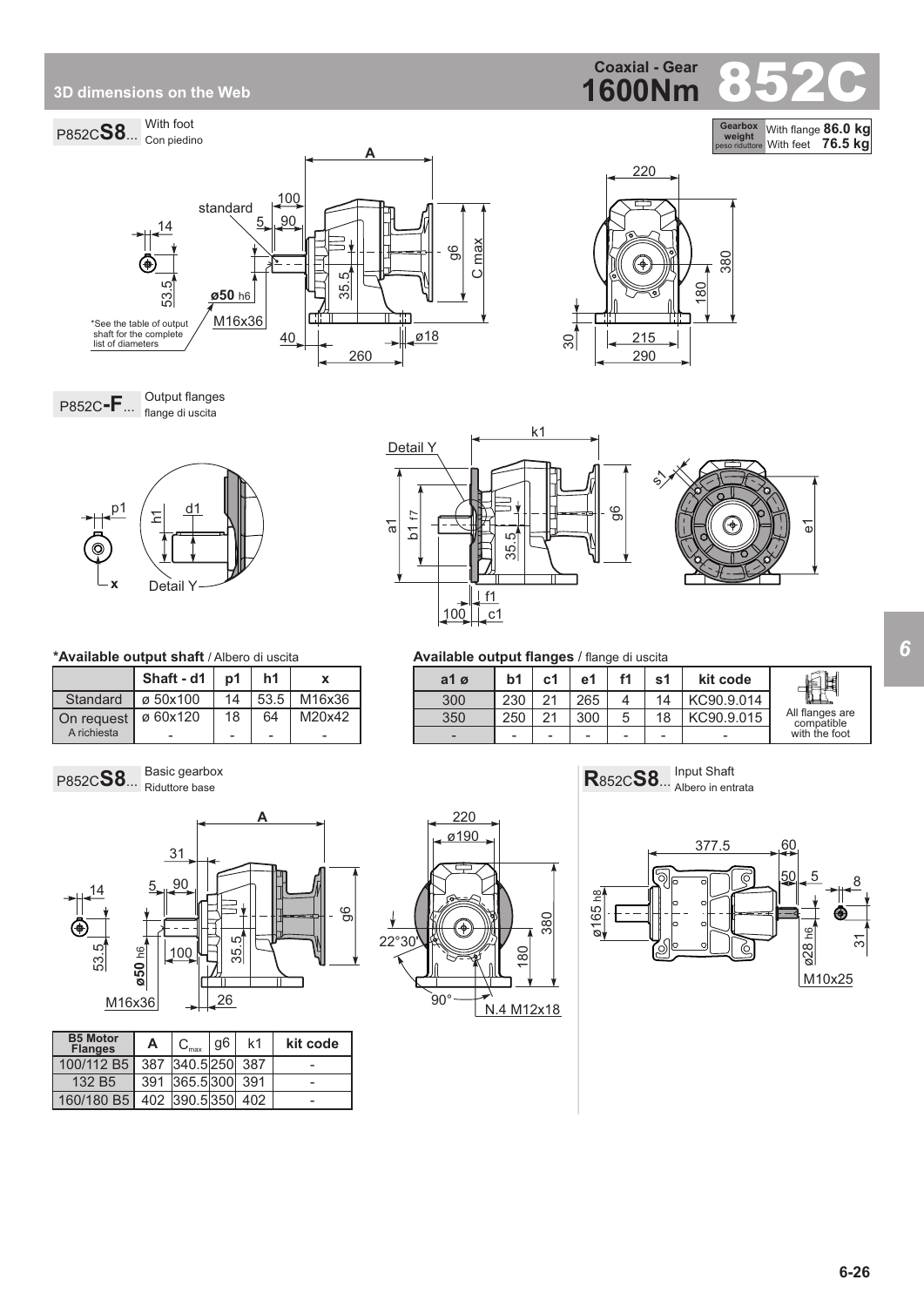3D dimensions on the Web

# Coaxial - Gear 1600Nm 852C

P852C**S8**... With foot / Con piedino

| Gearbox weight / peso riduttore | |
|---|---|
| With flange | **86.0 kg** |
| With feet | **76.5 kg** |

standard

100
5
90
14
53.5
ø50 h6
M16x36
35.5
g6
C max
A
40
260
ø18

*See the table of output shaft for the complete list of diameters

220
380
180
30
215
290

P852C**-F**... Output flanges / flange di uscita

p1
x
h1
d1
Detail Y
a1
b1 f7
35.5
g6
k1
f1
100
c1
s1
e1

**\*Available output shaft** / Albero di uscita

| | Shaft - d1 | p1 | h1 | x |
|---|---|---|---|---|
| Standard | ø 50x100 | 14 | 53.5 | M16x36 |
| On request | ø 60x120 | 18 | 64 | M20x42 |
| A richiesta | - | - | - | - |

**Available output flanges** / flange di uscita

| a1 ø | b1 | c1 | e1 | f1 | s1 | kit code | |
|---|---|---|---|---|---|---|---|
| 300 | 230 | 21 | 265 | 4 | 14 | KC90.9.014 | All flanges are compatible with the foot |
| 350 | 250 | 21 | 300 | 5 | 18 | KC90.9.015 | |
| - | - | - | - | - | - | - | |

P852C**S8**... Basic gearbox / Riduttore base

A
31
5
90
14
53.5
ø50 h6
100
35.5
g6
M16x36
26

220
ø190
380
180
22°30'
90°
N.4 M12x18

| B5 Motor Flanges | A | $C_{max}$ | g6 | k1 | kit code |
|---|---|---|---|---|---|
| 100/112 B5 | 387 | 340.5 | 250 | 387 | - |
| 132 B5 | 391 | 365.5 | 300 | 391 | - |
| 160/180 B5 | 402 | 390.5 | 350 | 402 | - |

**R**852C**S8**... Input Shaft / Albero in entrata

377.5
60
50
5
8
ø165 h8
ø28 h6
31
M10x25